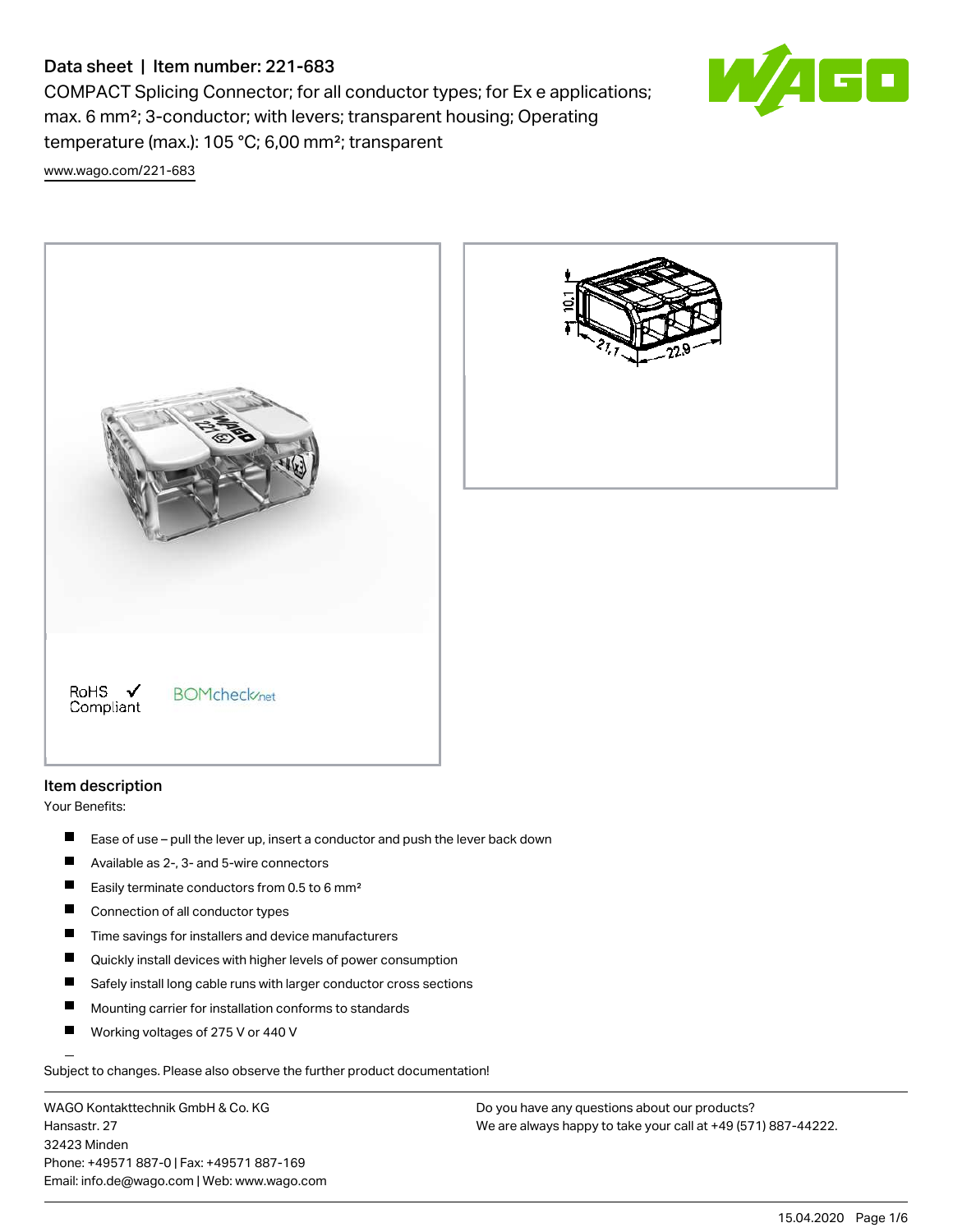# Data sheet | Item number: 221-683

COMPACT Splicing Connector; for all conductor types; for Ex e applications; max. 6 mm²; 3-conductor; with levers; transparent housing; Operating temperature (max.): 105 °C; 6,00 mm²; transparent

www.wago.com/221-683

RoHS ✓ Compliant

BOMcheck.net

## Item description

Your Benefits:

- Ease of use – pull the lever up, insert a conductor and push the lever back down
- Available as 2-, 3- and 5-wire connectors
- Easily terminate conductors from 0.5 to 6 mm²
- Connection of all conductor types
- Time savings for installers and device manufacturers
- Quickly install devices with higher levels of power consumption
- Safely install long cable runs with larger conductor cross sections
- Mounting carrier for installation conforms to standards
- Working voltages of 275 V or 440 V

Subject to changes. Please also observe the further product documentation!

WAGO Kontakttechnik GmbH & Co. KG
Hansastr. 27
32423 Minden
Phone: +49571 887-0 | Fax: +49571 887-169
Email: info.de@wago.com | Web: www.wago.com

Do you have any questions about our products?
We are always happy to take your call at +49 (571) 887-44222.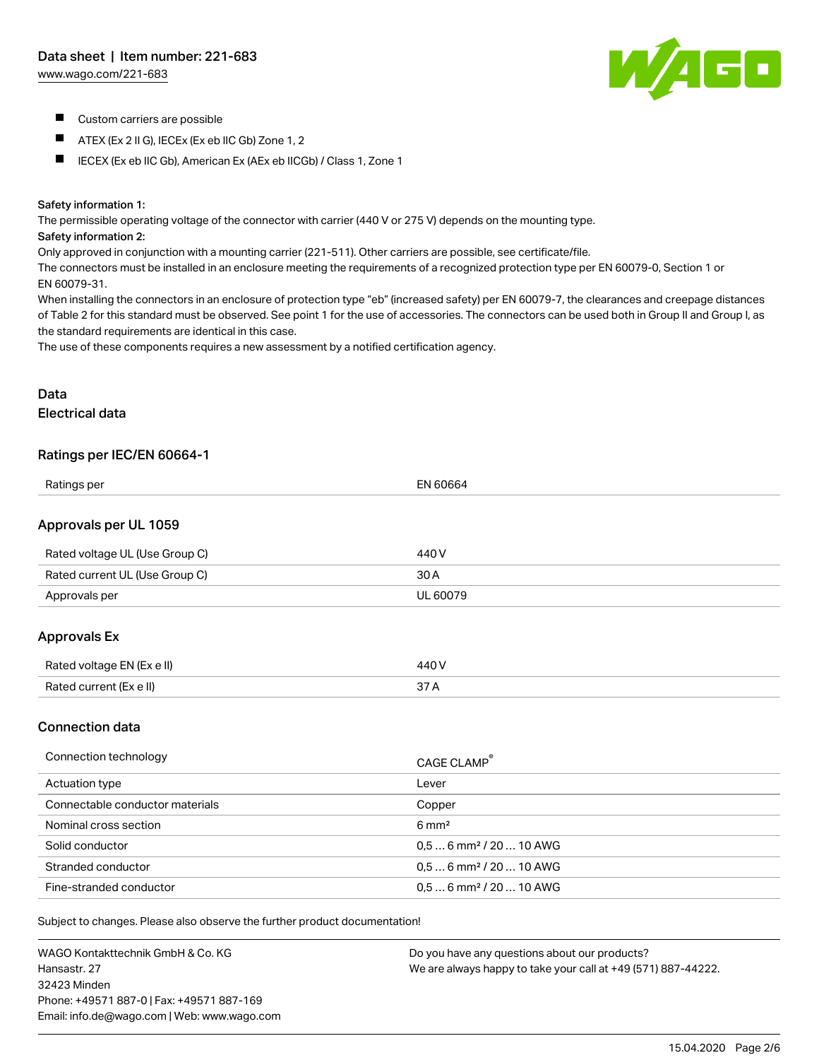- Custom carriers are possible
- ATEX (Ex 2 II G), IECEx (Ex eb IIC Gb) Zone 1, 2
- IECEX (Ex eb IIC Gb), American Ex (AEx eb IICGb) / Class 1, Zone 1

**Safety information 1:**

The permissible operating voltage of the connector with carrier (440 V or 275 V) depends on the mounting type.

**Safety information 2:**

Only approved in conjunction with a mounting carrier (221-511). Other carriers are possible, see certificate/file.

The connectors must be installed in an enclosure meeting the requirements of a recognized protection type per EN 60079-0, Section 1 or EN 60079-31.

When installing the connectors in an enclosure of protection type "eb" (increased safety) per EN 60079-7, the clearances and creepage distances of Table 2 for this standard must be observed. See point 1 for the use of accessories. The connectors can be used both in Group II and Group I, as the standard requirements are identical in this case.

The use of these components requires a new assessment by a notified certification agency.

## Data

### Electrical data

#### Ratings per IEC/EN 60664-1

| | |
|---|---|
| Ratings per | EN 60664 |

#### Approvals per UL 1059

| | |
|---|---|
| Rated voltage UL (Use Group C) | 440 V |
| Rated current UL (Use Group C) | 30 A |
| Approvals per | UL 60079 |

#### Approvals Ex

| | |
|---|---|
| Rated voltage EN (Ex e II) | 440 V |
| Rated current (Ex e II) | 37 A |

### Connection data

| | |
|---|---|
| Connection technology | CAGE CLAMP® |
| Actuation type | Lever |
| Connectable conductor materials | Copper |
| Nominal cross section | 6 mm² |
| Solid conductor | 0,5 … 6 mm² / 20 … 10 AWG |
| Stranded conductor | 0,5 … 6 mm² / 20 … 10 AWG |
| Fine-stranded conductor | 0,5 … 6 mm² / 20 … 10 AWG |

Subject to changes. Please also observe the further product documentation!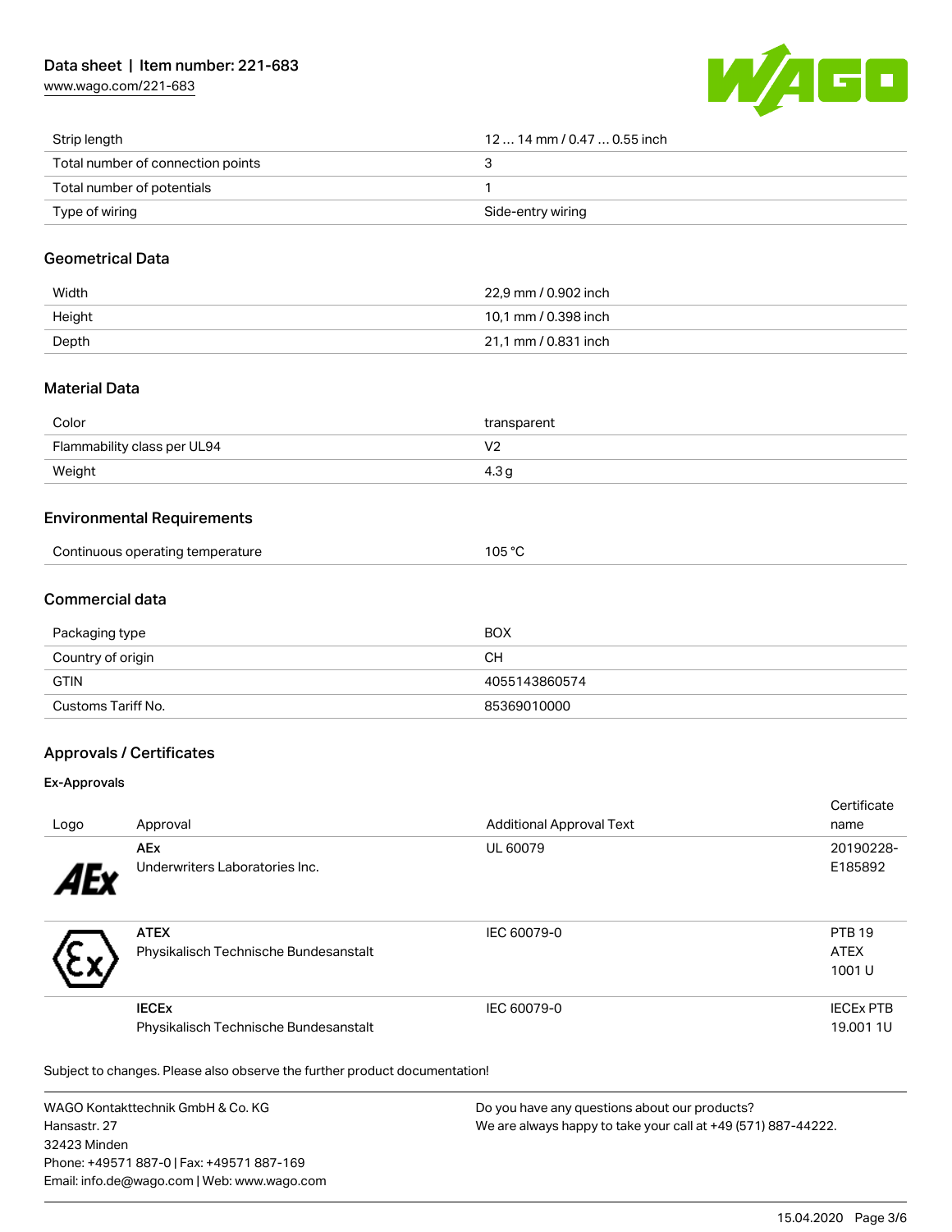| | |
|---|---|
| Strip length | 12 … 14 mm / 0.47 … 0.55 inch |
| Total number of connection points | 3 |
| Total number of potentials | 1 |
| Type of wiring | Side-entry wiring |

## Geometrical Data

| | |
|---|---|
| Width | 22,9 mm / 0.902 inch |
| Height | 10,1 mm / 0.398 inch |
| Depth | 21,1 mm / 0.831 inch |

## Material Data

| | |
|---|---|
| Color | transparent |
| Flammability class per UL94 | V2 |
| Weight | 4.3 g |

## Environmental Requirements

| | |
|---|---|
| Continuous operating temperature | 105 °C |

## Commercial data

| | |
|---|---|
| Packaging type | BOX |
| Country of origin | CH |
| GTIN | 4055143860574 |
| Customs Tariff No. | 85369010000 |

## Approvals / Certificates

### Ex-Approvals

| Logo | Approval | Additional Approval Text | Certificate name |
|---|---|---|---|
| | **AEx** Underwriters Laboratories Inc. | UL 60079 | 20190228-E185892 |
| | **ATEX** Physikalisch Technische Bundesanstalt | IEC 60079-0 | PTB 19 ATEX 1001 U |
| | **IECEx** Physikalisch Technische Bundesanstalt | IEC 60079-0 | IECEx PTB 19.001 1U |

Subject to changes. Please also observe the further product documentation!

WAGO Kontakttechnik GmbH & Co. KG
Hansastr. 27
32423 Minden
Phone: +49571 887-0 | Fax: +49571 887-169
Email: info.de@wago.com | Web: www.wago.com

Do you have any questions about our products?
We are always happy to take your call at +49 (571) 887-44222.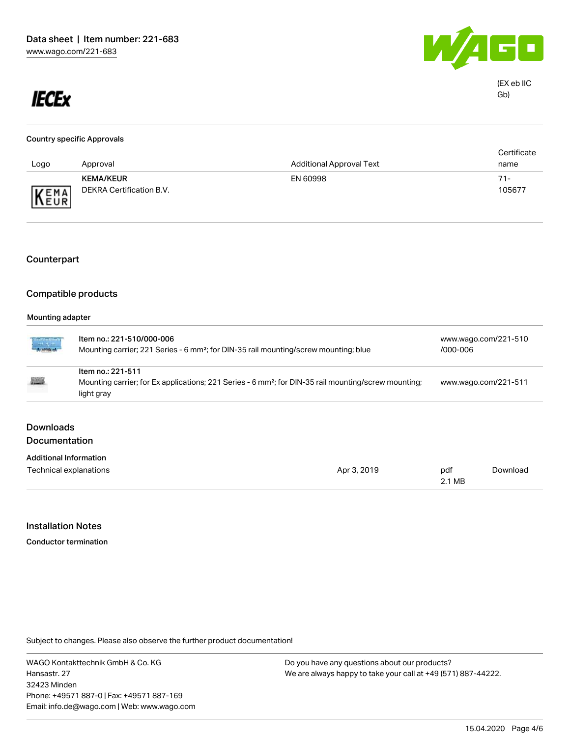IECEx

(EX eb IIC Gb)

### Country specific Approvals

| Logo | Approval | Additional Approval Text | Certificate name |
| --- | --- | --- | --- |
| KEMA/KEUR | **KEMA/KEUR** DEKRA Certification B.V. | EN 60998 | 71-105677 |

## Counterpart

## Compatible products

### Mounting adapter

| | | |
| --- | --- | --- |
| | **Item no.: 221-510/000-006** Mounting carrier; 221 Series - 6 mm²; for DIN-35 rail mounting/screw mounting; blue | www.wago.com/221-510/000-006 |
| | **Item no.: 221-511** Mounting carrier; for Ex applications; 221 Series - 6 mm²; for DIN-35 rail mounting/screw mounting; light gray | www.wago.com/221-511 |

## Downloads

## Documentation

### Additional Information

| | | | |
| --- | --- | --- | --- |
| Technical explanations | Apr 3, 2019 | pdf 2.1 MB | Download |

## Installation Notes

### Conductor termination

Subject to changes. Please also observe the further product documentation!

WAGO Kontakttechnik GmbH & Co. KG
Hansastr. 27
32423 Minden
Phone: +49571 887-0 | Fax: +49571 887-169
Email: info.de@wago.com | Web: www.wago.com

Do you have any questions about our products?
We are always happy to take your call at +49 (571) 887-44222.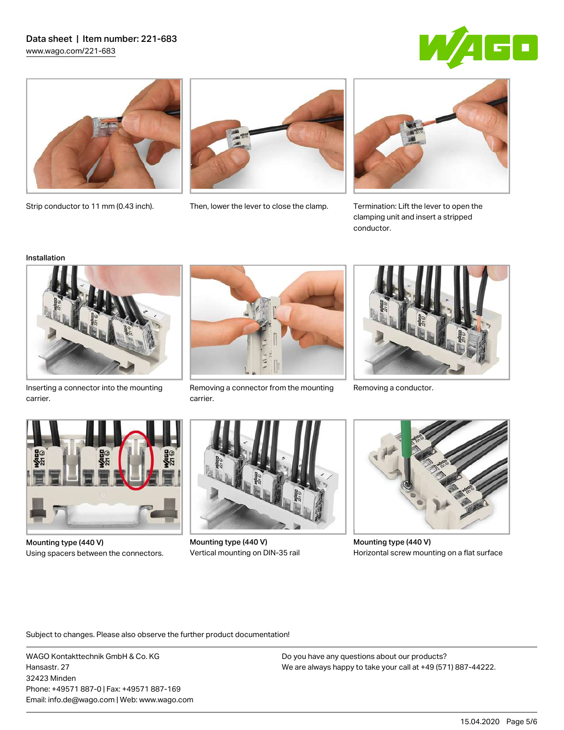Strip conductor to 11 mm (0.43 inch).

Then, lower the lever to close the clamp.

Termination: Lift the lever to open the clamping unit and insert a stripped conductor.

Installation

Inserting a connector into the mounting carrier.

Removing a connector from the mounting carrier.

Removing a conductor.

Mounting type (440 V)
Using spacers between the connectors.

Mounting type (440 V)
Vertical mounting on DIN-35 rail

Mounting type (440 V)
Horizontal screw mounting on a flat surface

Subject to changes. Please also observe the further product documentation!

WAGO Kontakttechnik GmbH & Co. KG
Hansastr. 27
32423 Minden
Phone: +49571 887-0 | Fax: +49571 887-169
Email: info.de@wago.com | Web: www.wago.com

Do you have any questions about our products?
We are always happy to take your call at +49 (571) 887-44222.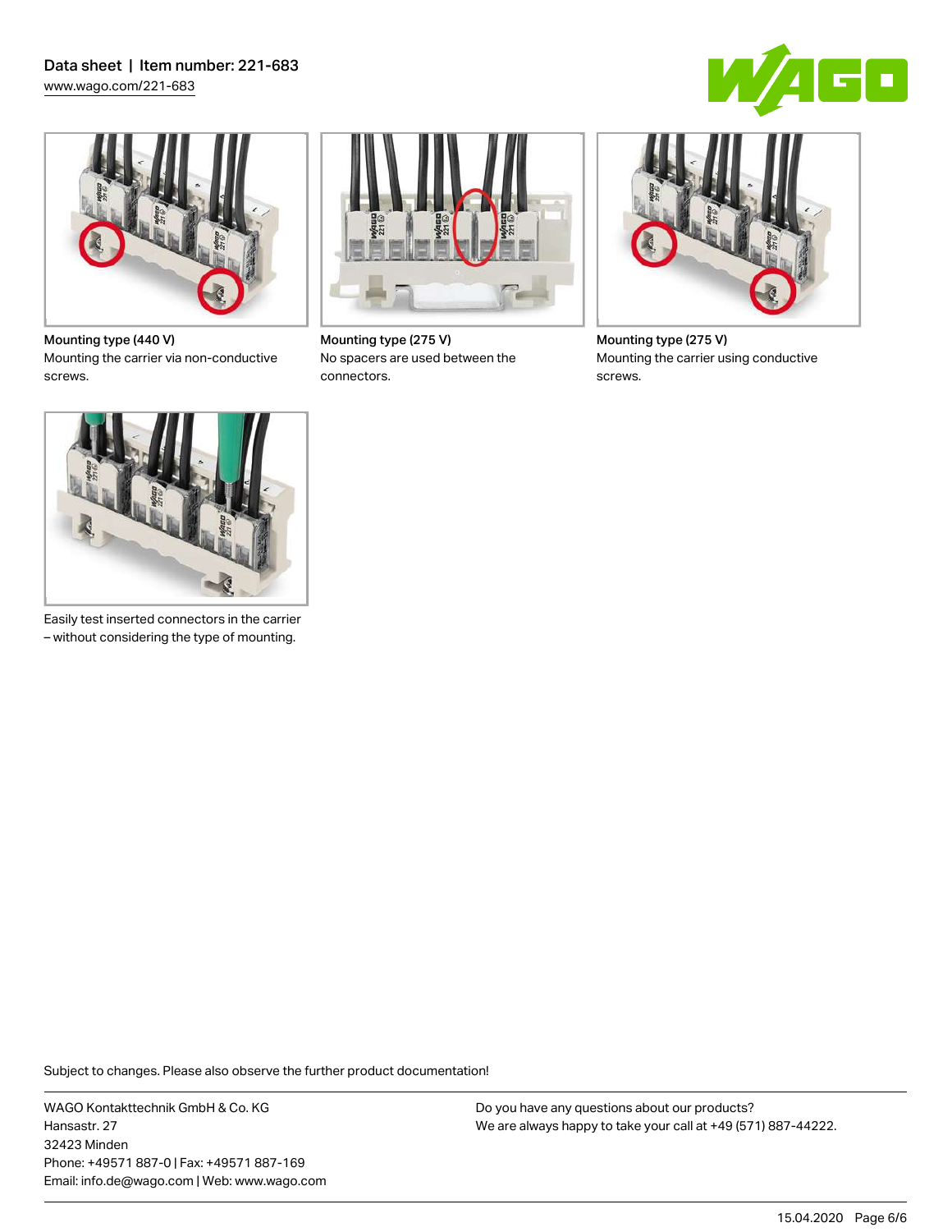**Mounting type (440 V)**
Mounting the carrier via non-conductive screws.

**Mounting type (275 V)**
No spacers are used between the connectors.

**Mounting type (275 V)**
Mounting the carrier using conductive screws.

Easily test inserted connectors in the carrier – without considering the type of mounting.

Subject to changes. Please also observe the further product documentation!

WAGO Kontakttechnik GmbH & Co. KG
Hansastr. 27
32423 Minden
Phone: +49571 887-0 | Fax: +49571 887-169
Email: info.de@wago.com | Web: www.wago.com

Do you have any questions about our products?
We are always happy to take your call at +49 (571) 887-44222.